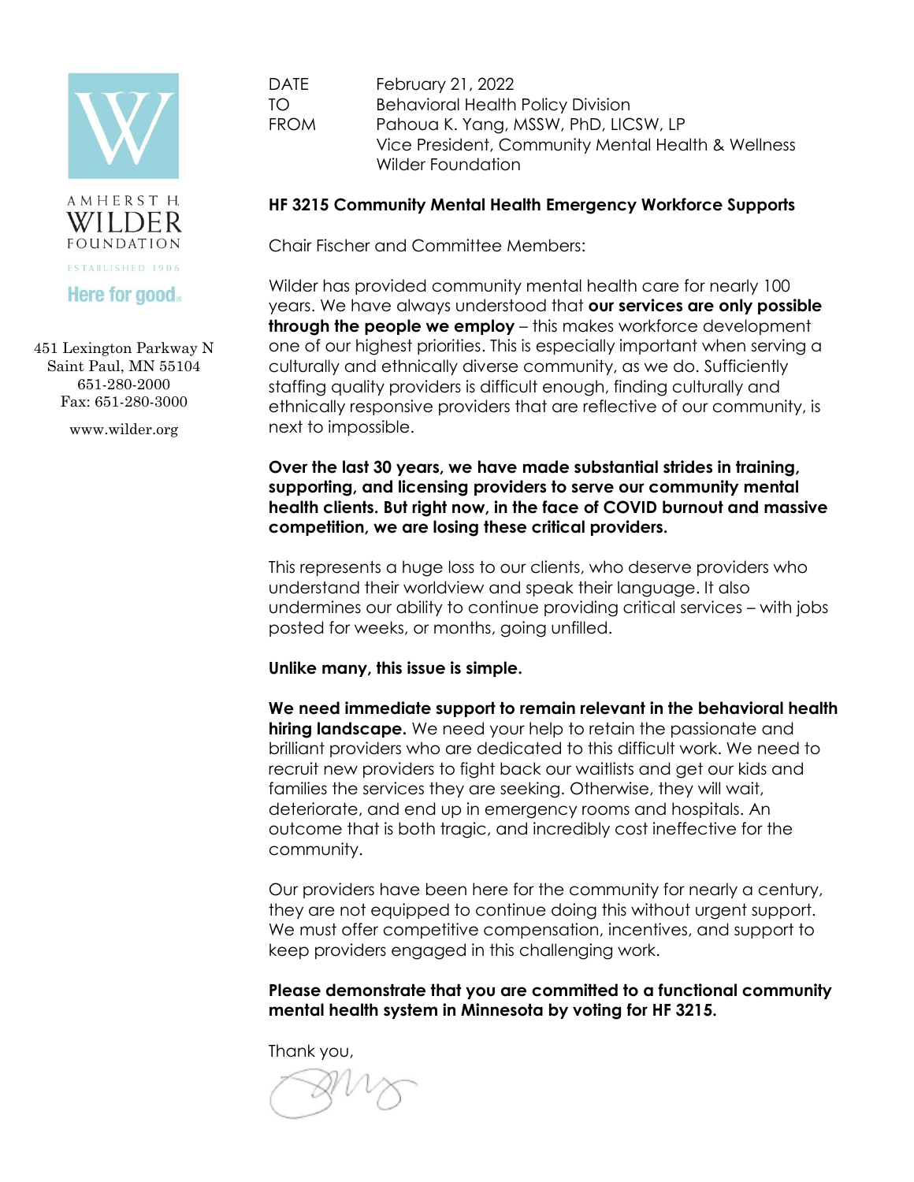AMHERST H. WILDER FOUNDATION

ESTABLISHED 1906

Here for good.

451 Lexington Parkway N
Saint Paul, MN 55104
651-280-2000
Fax: 651-280-3000

www.wilder.org

DATE February 21, 2022
TO Behavioral Health Policy Division
FROM Pahoua K. Yang, MSSW, PhD, LICSW, LP
Vice President, Community Mental Health & Wellness
Wilder Foundation

**HF 3215 Community Mental Health Emergency Workforce Supports**

Chair Fischer and Committee Members:

Wilder has provided community mental health care for nearly 100 years. We have always understood that **our services are only possible through the people we employ** – this makes workforce development one of our highest priorities. This is especially important when serving a culturally and ethnically diverse community, as we do. Sufficiently staffing quality providers is difficult enough, finding culturally and ethnically responsive providers that are reflective of our community, is next to impossible.

**Over the last 30 years, we have made substantial strides in training, supporting, and licensing providers to serve our community mental health clients. But right now, in the face of COVID burnout and massive competition, we are losing these critical providers.**

This represents a huge loss to our clients, who deserve providers who understand their worldview and speak their language. It also undermines our ability to continue providing critical services – with jobs posted for weeks, or months, going unfilled.

**Unlike many, this issue is simple.**

**We need immediate support to remain relevant in the behavioral health hiring landscape.** We need your help to retain the passionate and brilliant providers who are dedicated to this difficult work. We need to recruit new providers to fight back our waitlists and get our kids and families the services they are seeking. Otherwise, they will wait, deteriorate, and end up in emergency rooms and hospitals. An outcome that is both tragic, and incredibly cost ineffective for the community.

Our providers have been here for the community for nearly a century, they are not equipped to continue doing this without urgent support. We must offer competitive compensation, incentives, and support to keep providers engaged in this challenging work.

**Please demonstrate that you are committed to a functional community mental health system in Minnesota by voting for HF 3215.**

Thank you,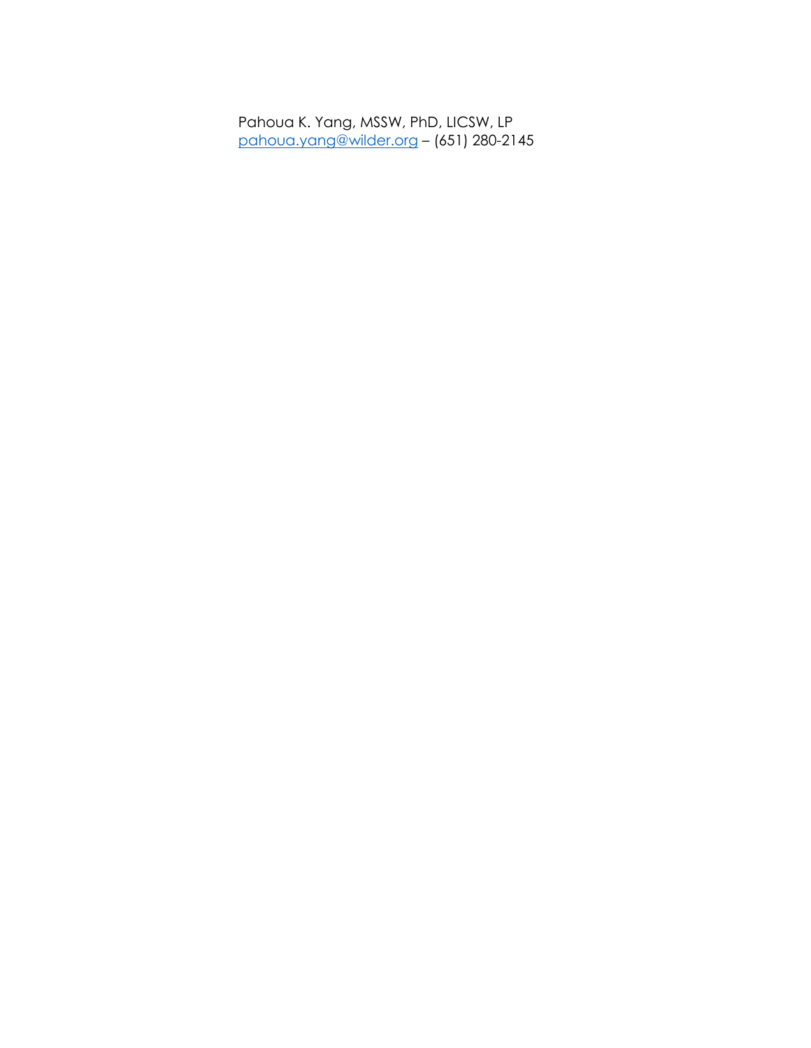Pahoua K. Yang, MSSW, PhD, LICSW, LP
pahoua.yang@wilder.org – (651) 280-2145